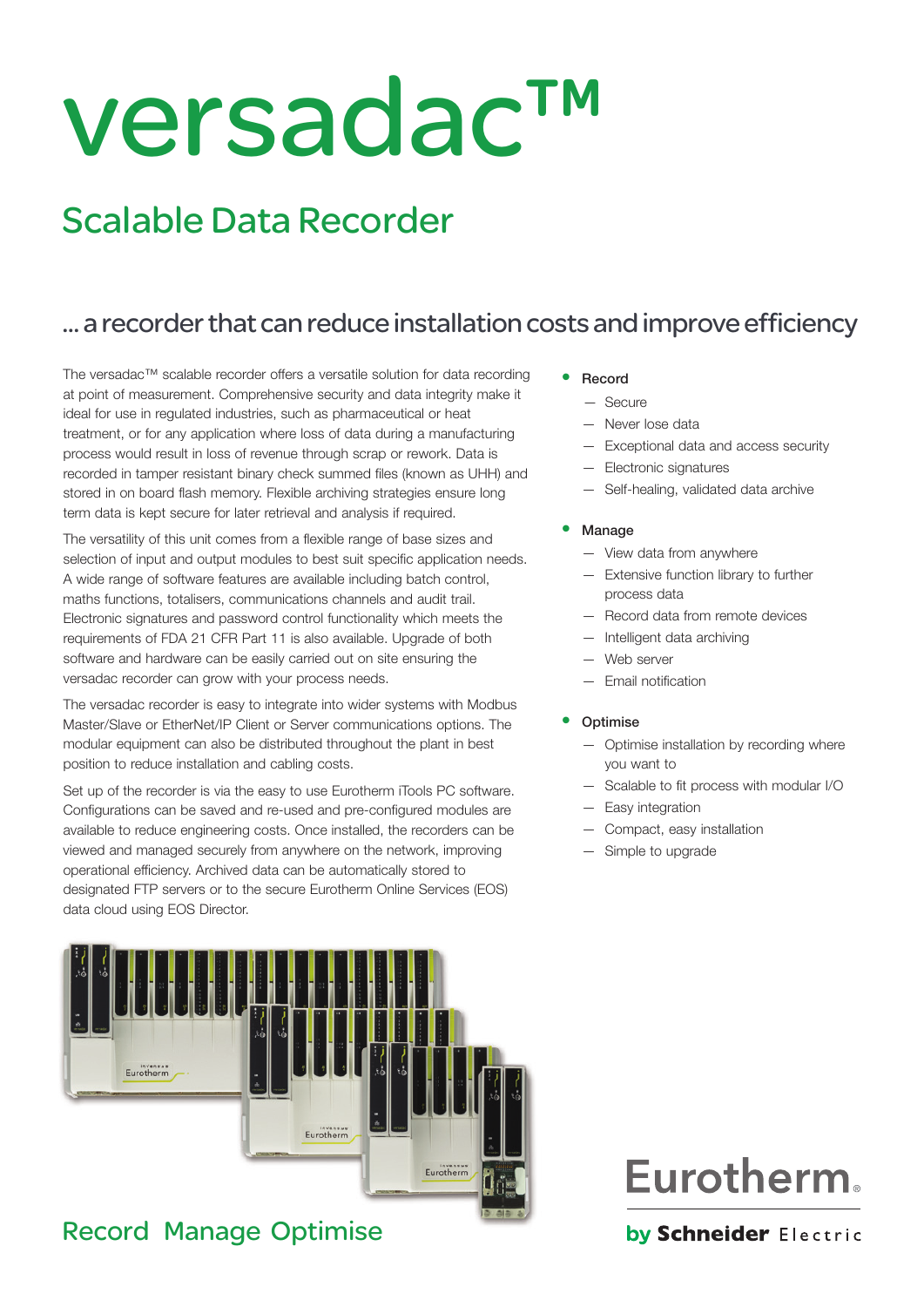# versadac™

## Scalable Data Recorder

### ... a recorder that can reduce installation costs and improve efficiency

The versadac™ scalable recorder offers a versatile solution for data recording at point of measurement. Comprehensive security and data integrity make it ideal for use in regulated industries, such as pharmaceutical or heat treatment, or for any application where loss of data during a manufacturing process would result in loss of revenue through scrap or rework. Data is recorded in tamper resistant binary check summed files (known as UHH) and stored in on board flash memory. Flexible archiving strategies ensure long term data is kept secure for later retrieval and analysis if required.

The versatility of this unit comes from a flexible range of base sizes and selection of input and output modules to best suit specific application needs. A wide range of software features are available including batch control, maths functions, totalisers, communications channels and audit trail. Electronic signatures and password control functionality which meets the requirements of FDA 21 CFR Part 11 is also available. Upgrade of both software and hardware can be easily carried out on site ensuring the versadac recorder can grow with your process needs.

The versadac recorder is easy to integrate into wider systems with Modbus Master/Slave or EtherNet/IP Client or Server communications options. The modular equipment can also be distributed throughout the plant in best position to reduce installation and cabling costs.

Set up of the recorder is via the easy to use Eurotherm iTools PC software. Configurations can be saved and re-used and pre-configured modules are available to reduce engineering costs. Once installed, the recorders can be viewed and managed securely from anywhere on the network, improving operational efficiency. Archived data can be automatically stored to designated FTP servers or to the secure Eurotherm Online Services (EOS) data cloud using EOS Director.

- **Record**
  - Secure
  - Never lose data
  - Exceptional data and access security
  - Electronic signatures
  - Self-healing, validated data archive
- **Manage**
  - View data from anywhere
  - Extensive function library to further process data
  - Record data from remote devices
  - Intelligent data archiving
  - Web server
  - Email notification
- **Optimise**
  - Optimise installation by recording where you want to
  - Scalable to fit process with modular I/O
  - Easy integration
  - Compact, easy installation
  - Simple to upgrade

Record Manage Optimise

Eurotherm® by Schneider Electric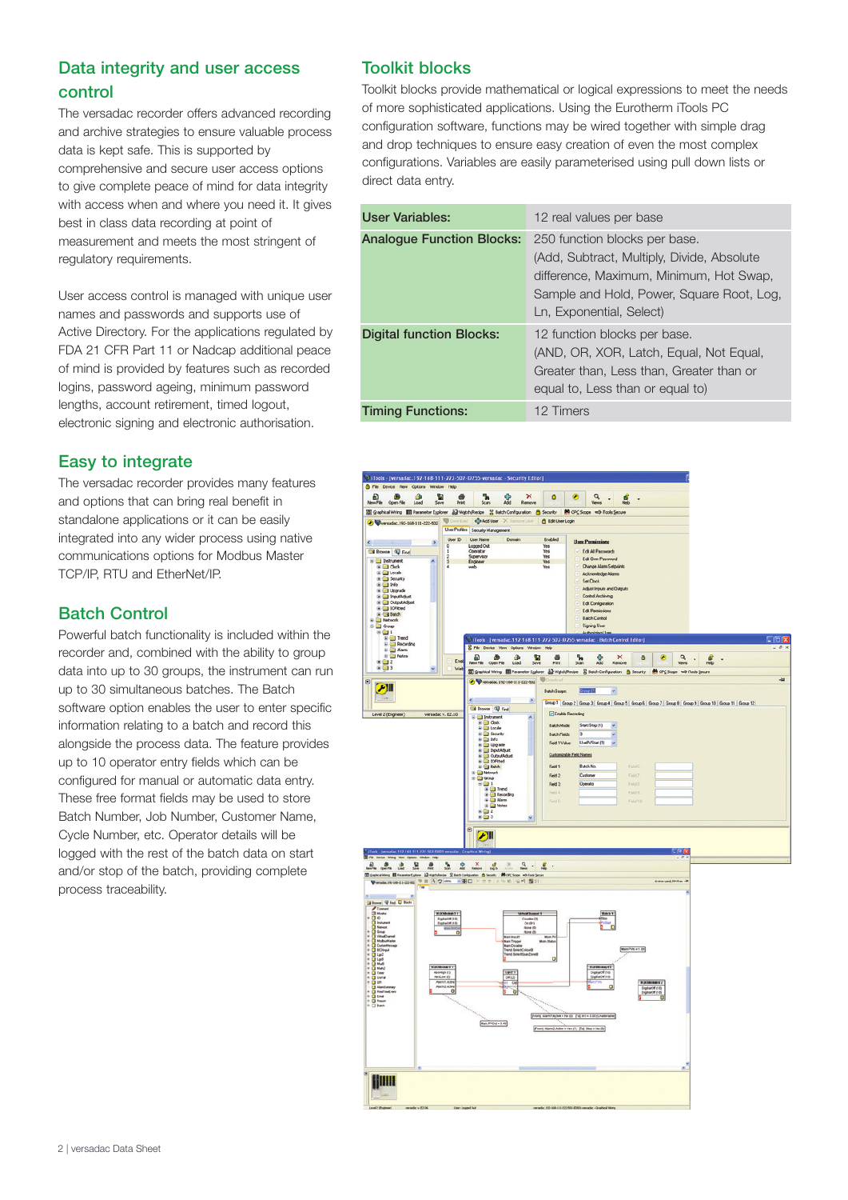## Data integrity and user access control

The versadac recorder offers advanced recording and archive strategies to ensure valuable process data is kept safe. This is supported by comprehensive and secure user access options to give complete peace of mind for data integrity with access when and where you need it. It gives best in class data recording at point of measurement and meets the most stringent of regulatory requirements.

User access control is managed with unique user names and passwords and supports use of Active Directory. For the applications regulated by FDA 21 CFR Part 11 or Nadcap additional peace of mind is provided by features such as recorded logins, password ageing, minimum password lengths, account retirement, timed logout, electronic signing and electronic authorisation.

## Easy to integrate

The versadac recorder provides many features and options that can bring real benefit in standalone applications or it can be easily integrated into any wider process using native communications options for Modbus Master TCP/IP, RTU and EtherNet/IP.

## Batch Control

Powerful batch functionality is included within the recorder and, combined with the ability to group data into up to 30 groups, the instrument can run up to 30 simultaneous batches. The Batch software option enables the user to enter specific information relating to a batch and record this alongside the process data. The feature provides up to 10 operator entry fields which can be configured for manual or automatic data entry. These free format fields may be used to store Batch Number, Job Number, Customer Name, Cycle Number, etc. Operator details will be logged with the rest of the batch data on start and/or stop of the batch, providing complete process traceability.

## Toolkit blocks

Toolkit blocks provide mathematical or logical expressions to meet the needs of more sophisticated applications. Using the Eurotherm iTools PC configuration software, functions may be wired together with simple drag and drop techniques to ensure easy creation of even the most complex configurations. Variables are easily parameterised using pull down lists or direct data entry.

| | |
|---|---|
| **User Variables:** | 12 real values per base |
| **Analogue Function Blocks:** | 250 function blocks per base. (Add, Subtract, Multiply, Divide, Absolute difference, Maximum, Minimum, Hot Swap, Sample and Hold, Power, Square Root, Log, Ln, Exponential, Select) |
| **Digital function Blocks:** | 12 function blocks per base. (AND, OR, XOR, Latch, Equal, Not Equal, Greater than, Less than, Greater than or equal to, Less than or equal to) |
| **Timing Functions:** | 12 Timers |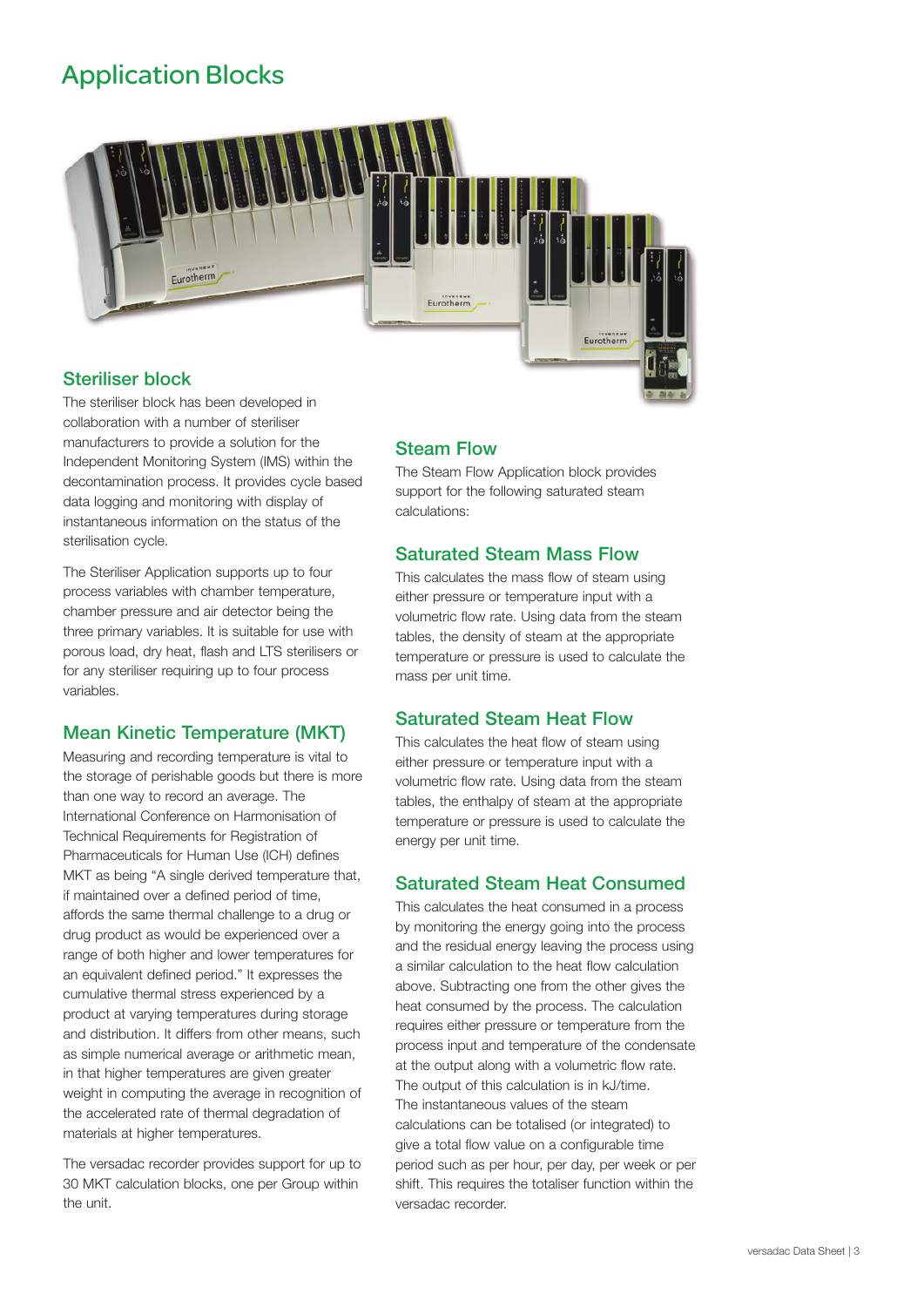# Application Blocks

## Steriliser block

The steriliser block has been developed in collaboration with a number of steriliser manufacturers to provide a solution for the Independent Monitoring System (IMS) within the decontamination process. It provides cycle based data logging and monitoring with display of instantaneous information on the status of the sterilisation cycle.

The Steriliser Application supports up to four process variables with chamber temperature, chamber pressure and air detector being the three primary variables. It is suitable for use with porous load, dry heat, flash and LTS sterilisers or for any steriliser requiring up to four process variables.

## Mean Kinetic Temperature (MKT)

Measuring and recording temperature is vital to the storage of perishable goods but there is more than one way to record an average. The International Conference on Harmonisation of Technical Requirements for Registration of Pharmaceuticals for Human Use (ICH) defines MKT as being "A single derived temperature that, if maintained over a defined period of time, affords the same thermal challenge to a drug or drug product as would be experienced over a range of both higher and lower temperatures for an equivalent defined period." It expresses the cumulative thermal stress experienced by a product at varying temperatures during storage and distribution. It differs from other means, such as simple numerical average or arithmetic mean, in that higher temperatures are given greater weight in computing the average in recognition of the accelerated rate of thermal degradation of materials at higher temperatures.

The versadac recorder provides support for up to 30 MKT calculation blocks, one per Group within the unit.

## Steam Flow

The Steam Flow Application block provides support for the following saturated steam calculations:

### Saturated Steam Mass Flow

This calculates the mass flow of steam using either pressure or temperature input with a volumetric flow rate. Using data from the steam tables, the density of steam at the appropriate temperature or pressure is used to calculate the mass per unit time.

### Saturated Steam Heat Flow

This calculates the heat flow of steam using either pressure or temperature input with a volumetric flow rate. Using data from the steam tables, the enthalpy of steam at the appropriate temperature or pressure is used to calculate the energy per unit time.

### Saturated Steam Heat Consumed

This calculates the heat consumed in a process by monitoring the energy going into the process and the residual energy leaving the process using a similar calculation to the heat flow calculation above. Subtracting one from the other gives the heat consumed by the process. The calculation requires either pressure or temperature from the process input and temperature of the condensate at the output along with a volumetric flow rate. The output of this calculation is in kJ/time.

The instantaneous values of the steam calculations can be totalised (or integrated) to give a total flow value on a configurable time period such as per hour, per day, per week or per shift. This requires the totaliser function within the versadac recorder.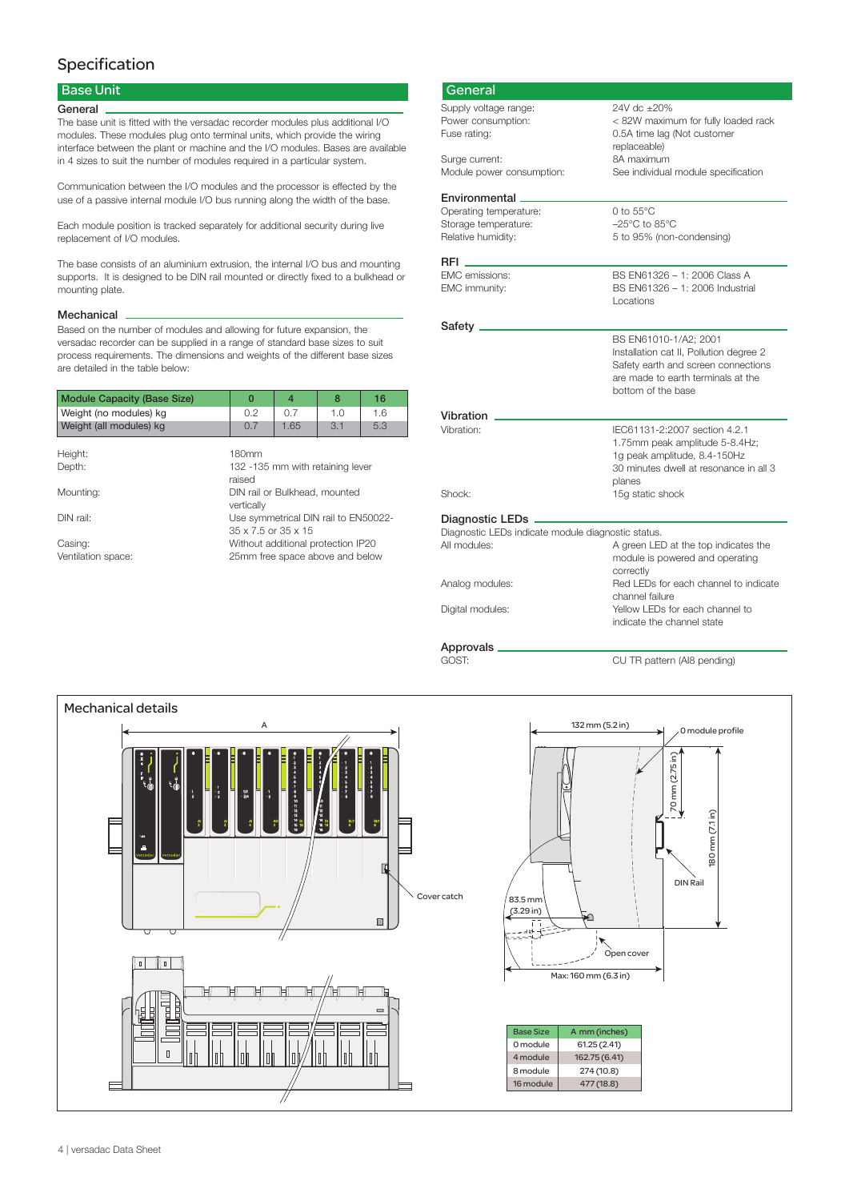# Specification

## Base Unit

### General

The base unit is fitted with the versadac recorder modules plus additional I/O modules. These modules plug onto terminal units, which provide the wiring interface between the plant or machine and the I/O modules. Bases are available in 4 sizes to suit the number of modules required in a particular system.

Communication between the I/O modules and the processor is effected by the use of a passive internal module I/O bus running along the width of the base.

Each module position is tracked separately for additional security during live replacement of I/O modules.

The base consists of an aluminium extrusion, the internal I/O bus and mounting supports. It is designed to be DIN rail mounted or directly fixed to a bulkhead or mounting plate.

### Mechanical

Based on the number of modules and allowing for future expansion, the versadac recorder can be supplied in a range of standard base sizes to suit process requirements. The dimensions and weights of the different base sizes are detailed in the table below:

| Module Capacity (Base Size) | 0 | 4 | 8 | 16 |
|---|---|---|---|---|
| Weight (no modules) kg | 0.2 | 0.7 | 1.0 | 1.6 |
| Weight (all modules) kg | 0.7 | 1.65 | 3.1 | 5.3 |

| | |
|---|---|
| Height: | 180mm |
| Depth: | 132 -135 mm with retaining lever raised |
| Mounting: | DIN rail or Bulkhead, mounted vertically |
| DIN rail: | Use symmetrical DIN rail to EN50022-35 x 7.5 or 35 x 15 |
| Casing: | Without additional protection IP20 |
| Ventilation space: | 25mm free space above and below |

## General

| | |
|---|---|
| Supply voltage range: | 24V dc ±20% |
| Power consumption: | < 82W maximum for fully loaded rack |
| Fuse rating: | 0.5A time lag (Not customer replaceable) |
| Surge current: | 8A maximum |
| Module power consumption: | See individual module specification |

### Environmental

| | |
|---|---|
| Operating temperature: | 0 to 55°C |
| Storage temperature: | –25°C to 85°C |
| Relative humidity: | 5 to 95% (non-condensing) |

### RFI

| | |
|---|---|
| EMC emissions: | BS EN61326 – 1: 2006 Class A |
| EMC immunity: | BS EN61326 – 1: 2006 Industrial Locations |

### Safety

BS EN61010-1/A2; 2001
Installation cat II, Pollution degree 2
Safety earth and screen connections are made to earth terminals at the bottom of the base

### Vibration

| | |
|---|---|
| Vibration: | IEC61131-2:2007 section 4.2.1 1.75mm peak amplitude 5-8.4Hz; 1g peak amplitude, 8.4-150Hz 30 minutes dwell at resonance in all 3 planes |
| Shock: | 15g static shock |

### Diagnostic LEDs

Diagnostic LEDs indicate module diagnostic status.

| | |
|---|---|
| All modules: | A green LED at the top indicates the module is powered and operating correctly |
| Analog modules: | Red LEDs for each channel to indicate channel failure |
| Digital modules: | Yellow LEDs for each channel to indicate the channel state |

### Approvals

| | |
|---|---|
| GOST: | CU TR pattern (AI8 pending) |

## Mechanical details

A

Cover catch

132 mm (5.2 in)

0 module profile

70 mm (2.75 in)

180 mm (7.1 in)

DIN Rail

83.5 mm (3.29 in)

Open cover

Max: 160 mm (6.3 in)

| Base Size | A mm (inches) |
|---|---|
| 0 module | 61.25 (2.41) |
| 4 module | 162.75 (6.41) |
| 8 module | 274 (10.8) |
| 16 module | 477 (18.8) |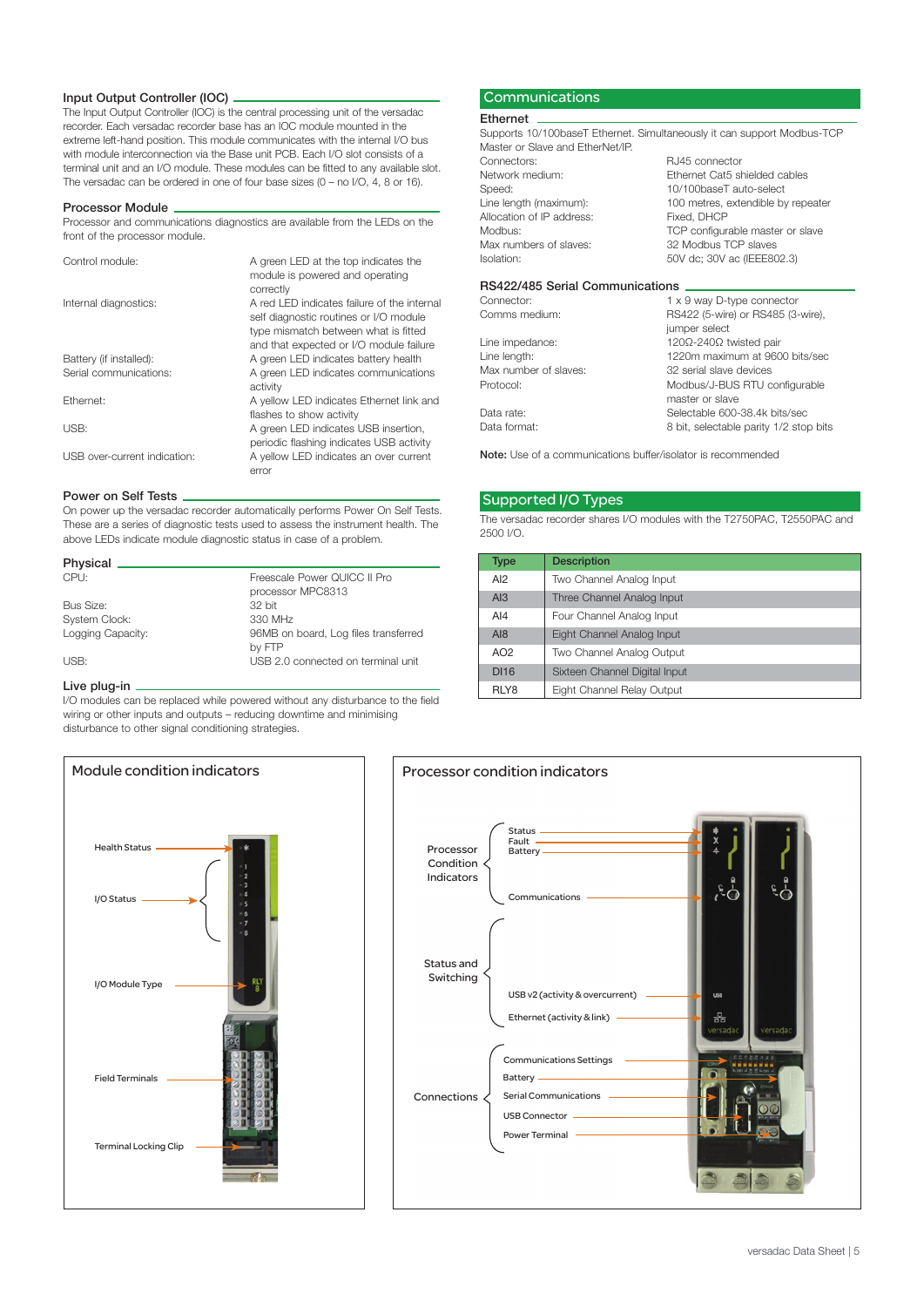## Input Output Controller (IOC)

The Input Output Controller (IOC) is the central processing unit of the versadac recorder. Each versadac recorder base has an IOC module mounted in the extreme left-hand position. This module communicates with the internal I/O bus with module interconnection via the Base unit PCB. Each I/O slot consists of a terminal unit and an I/O module. These modules can be fitted to any available slot. The versadac can be ordered in one of four base sizes (0 – no I/O, 4, 8 or 16).

## Processor Module

Processor and communications diagnostics are available from the LEDs on the front of the processor module.

| | |
|---|---|
| Control module: | A green LED at the top indicates the module is powered and operating correctly |
| Internal diagnostics: | A red LED indicates failure of the internal self diagnostic routines or I/O module type mismatch between what is fitted and that expected or I/O module failure |
| Battery (if installed): | A green LED indicates battery health |
| Serial communications: | A green LED indicates communications activity |
| Ethernet: | A yellow LED indicates Ethernet link and flashes to show activity |
| USB: | A green LED indicates USB insertion, periodic flashing indicates USB activity |
| USB over-current indication: | A yellow LED indicates an over current error |

## Power on Self Tests

On power up the versadac recorder automatically performs Power On Self Tests. These are a series of diagnostic tests used to assess the instrument health. The above LEDs indicate module diagnostic status in case of a problem.

## Physical

| | |
|---|---|
| CPU: | Freescale Power QUICC II Pro processor MPC8313 |
| Bus Size: | 32 bit |
| System Clock: | 330 MHz |
| Logging Capacity: | 96MB on board, Log files transferred by FTP |
| USB: | USB 2.0 connected on terminal unit |

## Live plug-in

I/O modules can be replaced while powered without any disturbance to the field wiring or other inputs and outputs – reducing downtime and minimising disturbance to other signal conditioning strategies.

# Communications

## Ethernet

Supports 10/100baseT Ethernet. Simultaneously it can support Modbus-TCP Master or Slave and EtherNet/IP.

| | |
|---|---|
| Connectors: | RJ45 connector |
| Network medium: | Ethernet Cat5 shielded cables |
| Speed: | 10/100baseT auto-select |
| Line length (maximum): | 100 metres, extendible by repeater |
| Allocation of IP address: | Fixed, DHCP |
| Modbus: | TCP configurable master or slave |
| Max numbers of slaves: | 32 Modbus TCP slaves |
| Isolation: | 50V dc; 30V ac (IEEE802.3) |

## RS422/485 Serial Communications

| | |
|---|---|
| Connector: | 1 x 9 way D-type connector |
| Comms medium: | RS422 (5-wire) or RS485 (3-wire), jumper select |
| Line impedance: | 120Ω-240Ω twisted pair |
| Line length: | 1220m maximum at 9600 bits/sec |
| Max number of slaves: | 32 serial slave devices |
| Protocol: | Modbus/J-BUS RTU configurable master or slave |
| Data rate: | Selectable 600-38.4k bits/sec |
| Data format: | 8 bit, selectable parity 1/2 stop bits |

**Note:** Use of a communications buffer/isolator is recommended

# Supported I/O Types

The versadac recorder shares I/O modules with the T2750PAC, T2550PAC and 2500 I/O.

| Type | Description |
|---|---|
| AI2 | Two Channel Analog Input |
| AI3 | Three Channel Analog Input |
| AI4 | Four Channel Analog Input |
| AI8 | Eight Channel Analog Input |
| AO2 | Two Channel Analog Output |
| DI16 | Sixteen Channel Digital Input |
| RLY8 | Eight Channel Relay Output |

## Module condition indicators

Health Status

I/O Status

I/O Module Type

Field Terminals

Terminal Locking Clip

## Processor condition indicators

Processor Condition Indicators: Status, Fault, Battery, Communications

Status and Switching: USB v2 (activity & overcurrent), Ethernet (activity & link)

Connections: Communications Settings, Battery, Serial Communications, USB Connector, Power Terminal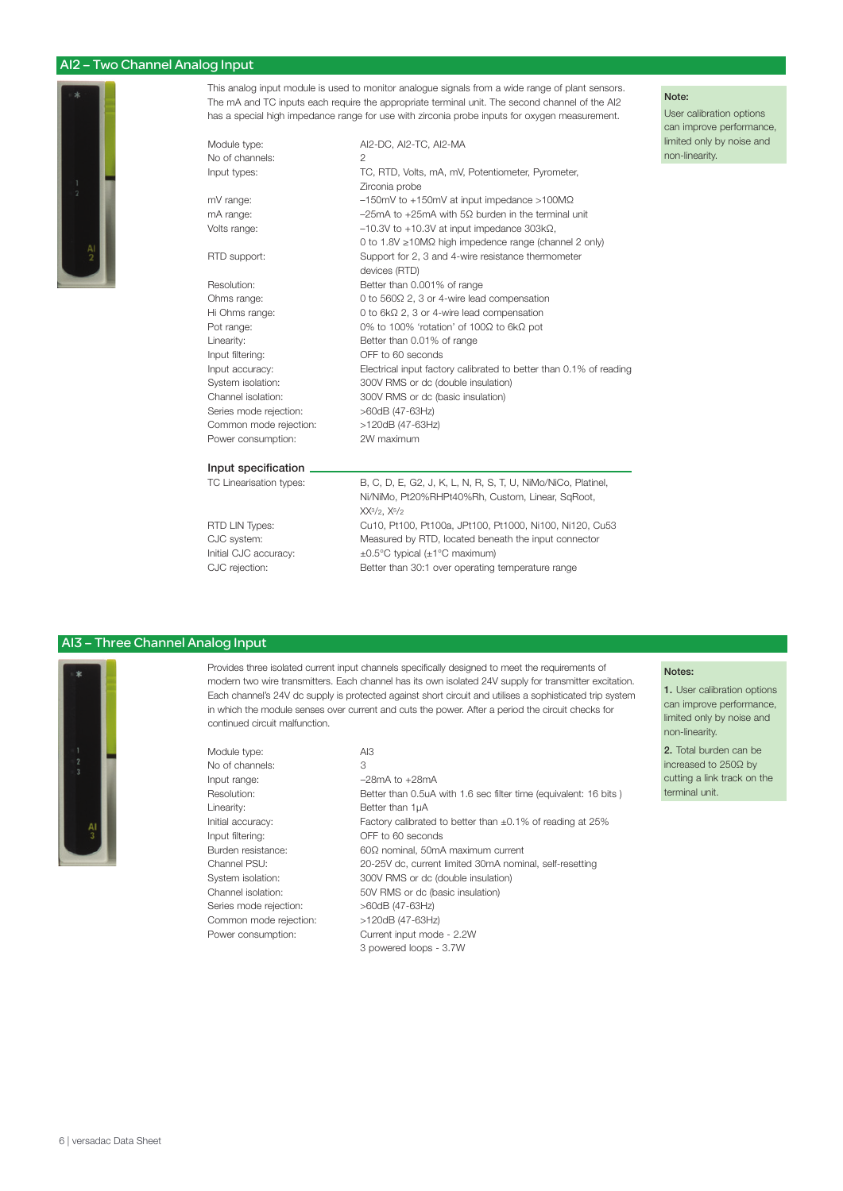## AI2 – Two Channel Analog Input

This analog input module is used to monitor analogue signals from a wide range of plant sensors. The mA and TC inputs each require the appropriate terminal unit. The second channel of the AI2 has a special high impedance range for use with zirconia probe inputs for oxygen measurement.

| | |
|---|---|
| Module type: | AI2-DC, AI2-TC, AI2-MA |
| No of channels: | 2 |
| Input types: | TC, RTD, Volts, mA, mV, Potentiometer, Pyrometer, Zirconia probe |
| mV range: | −150mV to +150mV at input impedance >100MΩ |
| mA range: | −25mA to +25mA with 5Ω burden in the terminal unit |
| Volts range: | −10.3V to +10.3V at input impedance 303kΩ, 0 to 1.8V ≥10MΩ high impedence range (channel 2 only) |
| RTD support: | Support for 2, 3 and 4-wire resistance thermometer devices (RTD) |
| Resolution: | Better than 0.001% of range |
| Ohms range: | 0 to 560Ω 2, 3 or 4-wire lead compensation |
| Hi Ohms range: | 0 to 6kΩ 2, 3 or 4-wire lead compensation |
| Pot range: | 0% to 100% 'rotation' of 100Ω to 6kΩ pot |
| Linearity: | Better than 0.01% of range |
| Input filtering: | OFF to 60 seconds |
| Input accuracy: | Electrical input factory calibrated to better than 0.1% of reading |
| System isolation: | 300V RMS or dc (double insulation) |
| Channel isolation: | 300V RMS or dc (basic insulation) |
| Series mode rejection: | >60dB (47-63Hz) |
| Common mode rejection: | >120dB (47-63Hz) |
| Power consumption: | 2W maximum |

### Input specification

| | |
|---|---|
| TC Linearisation types: | B, C, D, E, G2, J, K, L, N, R, S, T, U, NiMo/NiCo, Platinel, Ni/NiMo, Pt20%RHPt40%Rh, Custom, Linear, SqRoot, $XX^{3/2}$, $X^{5/2}$ |
| RTD LIN Types: | Cu10, Pt100, Pt100a, JPt100, Pt1000, Ni100, Ni120, Cu53 |
| CJC system: | Measured by RTD, located beneath the input connector |
| Initial CJC accuracy: | ±0.5°C typical (±1°C maximum) |
| CJC rejection: | Better than 30:1 over operating temperature range |

**Note:**

User calibration options can improve performance, limited only by noise and non-linearity.

## AI3 – Three Channel Analog Input

Provides three isolated current input channels specifically designed to meet the requirements of modern two wire transmitters. Each channel has its own isolated 24V supply for transmitter excitation. Each channel's 24V dc supply is protected against short circuit and utilises a sophisticated trip system in which the module senses over current and cuts the power. After a period the circuit checks for continued circuit malfunction.

| | |
|---|---|
| Module type: | AI3 |
| No of channels: | 3 |
| Input range: | −28mA to +28mA |
| Resolution: | Better than 0.5uA with 1.6 sec filter time (equivalent: 16 bits ) |
| Linearity: | Better than 1μA |
| Initial accuracy: | Factory calibrated to better than ±0.1% of reading at 25% |
| Input filtering: | OFF to 60 seconds |
| Burden resistance: | 60Ω nominal, 50mA maximum current |
| Channel PSU: | 20-25V dc, current limited 30mA nominal, self-resetting |
| System isolation: | 300V RMS or dc (double insulation) |
| Channel isolation: | 50V RMS or dc (basic insulation) |
| Series mode rejection: | >60dB (47-63Hz) |
| Common mode rejection: | >120dB (47-63Hz) |
| Power consumption: | Current input mode - 2.2W<br>3 powered loops - 3.7W |

**Notes:**

1. User calibration options can improve performance, limited only by noise and non-linearity.
2. Total burden can be increased to 250Ω by cutting a link track on the terminal unit.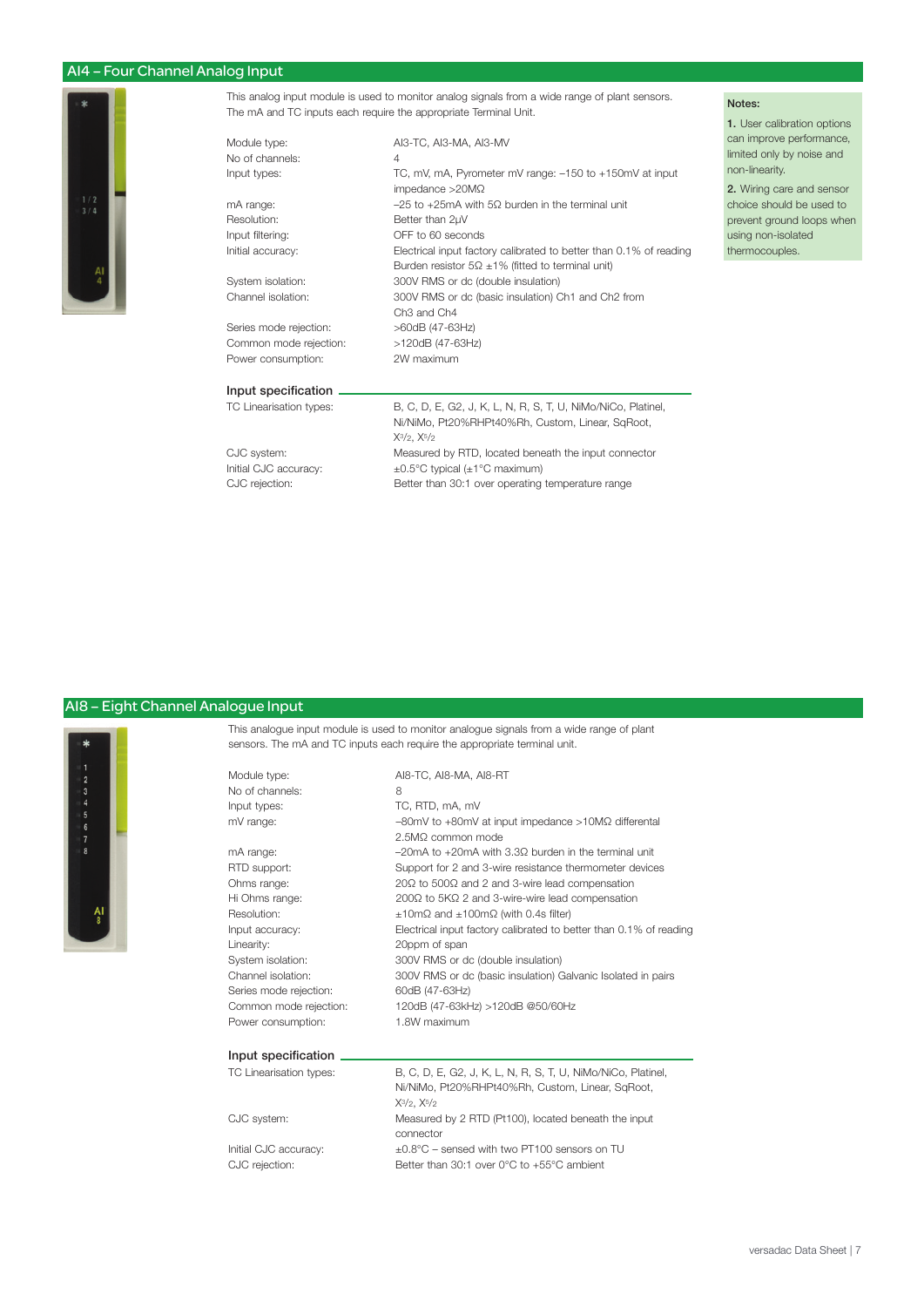## AI4 – Four Channel Analog Input

This analog input module is used to monitor analog signals from a wide range of plant sensors. The mA and TC inputs each require the appropriate Terminal Unit.

| | |
|---|---|
| Module type: | AI3-TC, AI3-MA, AI3-MV |
| No of channels: | 4 |
| Input types: | TC, mV, mA, Pyrometer mV range: –150 to +150mV at input impedance >20MΩ |
| mA range: | –25 to +25mA with 5Ω burden in the terminal unit |
| Resolution: | Better than 2μV |
| Input filtering: | OFF to 60 seconds |
| Initial accuracy: | Electrical input factory calibrated to better than 0.1% of reading Burden resistor 5Ω ±1% (fitted to terminal unit) |
| System isolation: | 300V RMS or dc (double insulation) |
| Channel isolation: | 300V RMS or dc (basic insulation) Ch1 and Ch2 from Ch3 and Ch4 |
| Series mode rejection: | >60dB (47-63Hz) |
| Common mode rejection: | >120dB (47-63Hz) |
| Power consumption: | 2W maximum |

### Input specification

| | |
|---|---|
| TC Linearisation types: | B, C, D, E, G2, J, K, L, N, R, S, T, U, NiMo/NiCo, Platinel, Ni/NiMo, Pt20%RHPt40%Rh, Custom, Linear, SqRoot, $X^{3/2}$, $X^{5/2}$ |
| CJC system: | Measured by RTD, located beneath the input connector |
| Initial CJC accuracy: | ±0.5°C typical (±1°C maximum) |
| CJC rejection: | Better than 30:1 over operating temperature range |

**Notes:**

**1.** User calibration options can improve performance, limited only by noise and non-linearity.

**2.** Wiring care and sensor choice should be used to prevent ground loops when using non-isolated thermocouples.

## AI8 – Eight Channel Analogue Input

This analogue input module is used to monitor analogue signals from a wide range of plant sensors. The mA and TC inputs each require the appropriate terminal unit.

| | |
|---|---|
| Module type: | AI8-TC, AI8-MA, AI8-RT |
| No of channels: | 8 |
| Input types: | TC, RTD, mA, mV |
| mV range: | –80mV to +80mV at input impedance >10MΩ differental 2.5MΩ common mode |
| mA range: | –20mA to +20mA with 3.3Ω burden in the terminal unit |
| RTD support: | Support for 2 and 3-wire resistance thermometer devices |
| Ohms range: | 20Ω to 500Ω and 2 and 3-wire lead compensation |
| Hi Ohms range: | 200Ω to 5KΩ 2 and 3-wire-wire lead compensation |
| Resolution: | ±10mΩ and ±100mΩ (with 0.4s filter) |
| Input accuracy: | Electrical input factory calibrated to better than 0.1% of reading |
| Linearity: | 20ppm of span |
| System isolation: | 300V RMS or dc (double insulation) |
| Channel isolation: | 300V RMS or dc (basic insulation) Galvanic Isolated in pairs |
| Series mode rejection: | 60dB (47-63Hz) |
| Common mode rejection: | 120dB (47-63kHz) >120dB @50/60Hz |
| Power consumption: | 1.8W maximum |

### Input specification

| | |
|---|---|
| TC Linearisation types: | B, C, D, E, G2, J, K, L, N, R, S, T, U, NiMo/NiCo, Platinel, Ni/NiMo, Pt20%RHPt40%Rh, Custom, Linear, SqRoot, $X^{3/2}$, $X^{5/2}$ |
| CJC system: | Measured by 2 RTD (Pt100), located beneath the input connector |
| Initial CJC accuracy: | ±0.8°C – sensed with two PT100 sensors on TU |
| CJC rejection: | Better than 30:1 over 0°C to +55°C ambient |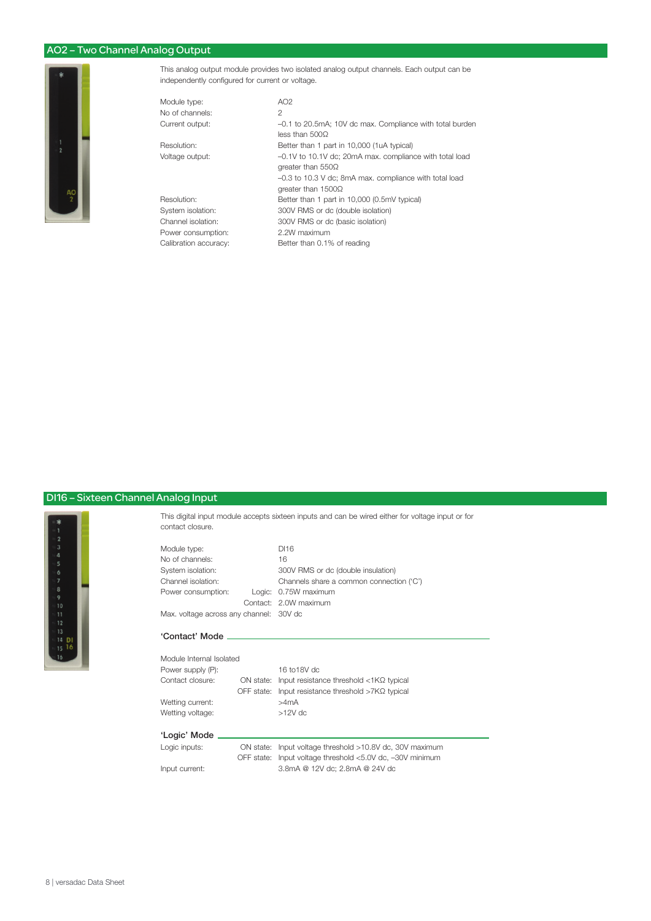## AO2 – Two Channel Analog Output

This analog output module provides two isolated analog output channels. Each output can be independently configured for current or voltage.

| | |
|---|---|
| Module type: | AO2 |
| No of channels: | 2 |
| Current output: | –0.1 to 20.5mA; 10V dc max. Compliance with total burden less than 500Ω |
| Resolution: | Better than 1 part in 10,000 (1uA typical) |
| Voltage output: | –0.1V to 10.1V dc; 20mA max. compliance with total load greater than 550Ω<br>–0.3 to 10.3 V dc; 8mA max. compliance with total load greater than 1500Ω |
| Resolution: | Better than 1 part in 10,000 (0.5mV typical) |
| System isolation: | 300V RMS or dc (double isolation) |
| Channel isolation: | 300V RMS or dc (basic isolation) |
| Power consumption: | 2.2W maximum |
| Calibration accuracy: | Better than 0.1% of reading |

## DI16 – Sixteen Channel Analog Input

This digital input module accepts sixteen inputs and can be wired either for voltage input or for contact closure.

| | | |
|---|---|---|
| Module type: | | DI16 |
| No of channels: | | 16 |
| System isolation: | | 300V RMS or dc (double insulation) |
| Channel isolation: | | Channels share a common connection ('C') |
| Power consumption: | Logic: | 0.75W maximum |
| | Contact: | 2.0W maximum |
| Max. voltage across any channel: | | 30V dc |

### 'Contact' Mode

| | | |
|---|---|---|
| Module Internal Isolated Power supply (P): | | 16 to18V dc |
| Contact closure: | ON state: | Input resistance threshold <1KΩ typical |
| | OFF state: | Input resistance threshold >7KΩ typical |
| Wetting current: | | >4mA |
| Wetting voltage: | | >12V dc |

### 'Logic' Mode

| | | |
|---|---|---|
| Logic inputs: | ON state: | Input voltage threshold >10.8V dc, 30V maximum |
| | OFF state: | Input voltage threshold <5.0V dc, –30V minimum |
| Input current: | | 3.8mA @ 12V dc; 2.8mA @ 24V dc |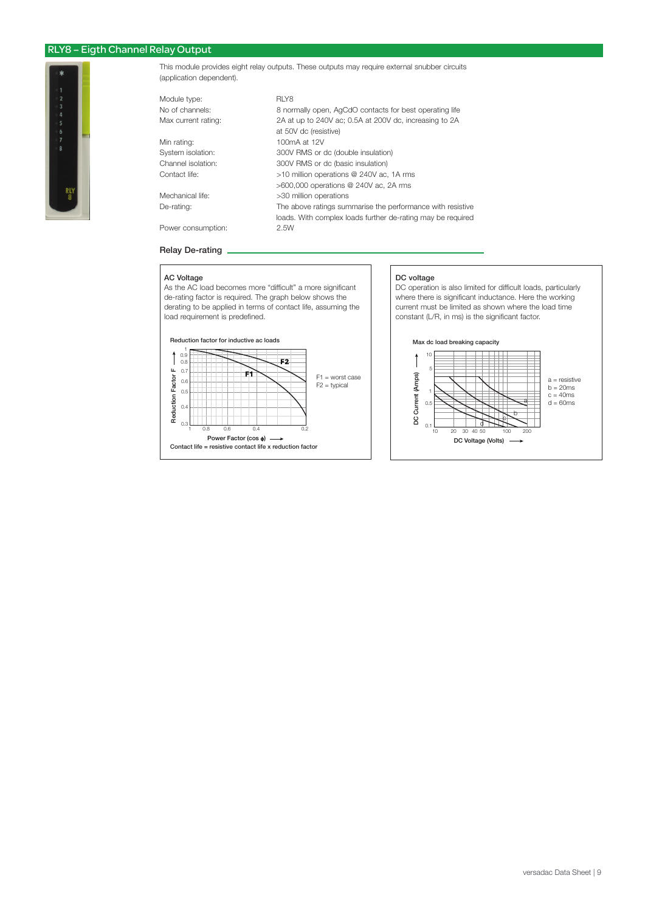## RLY8 – Eigth Channel Relay Output

This module provides eight relay outputs. These outputs may require external snubber circuits (application dependent).

| | |
|---|---|
| Module type: | RLY8 |
| No of channels: | 8 normally open, AgCdO contacts for best operating life |
| Max current rating: | 2A at up to 240V ac; 0.5A at 200V dc, increasing to 2A at 50V dc (resistive) |
| Min rating: | 100mA at 12V |
| System isolation: | 300V RMS or dc (double insulation) |
| Channel isolation: | 300V RMS or dc (basic insulation) |
| Contact life: | >10 million operations @ 240V ac, 1A rms<br>>600,000 operations @ 240V ac, 2A rms |
| Mechanical life: | >30 million operations |
| De-rating: | The above ratings summarise the performance with resistive loads. With complex loads further de-rating may be required |
| Power consumption: | 2.5W |

### Relay De-rating

**AC Voltage**

As the AC load becomes more "difficult" a more significant de-rating factor is required. The graph below shows the derating to be applied in terms of contact life, assuming the load requirement is predefined.

Reduction factor for inductive ac loads

F1 = worst case
F2 = typical

Contact life = resistive contact life x reduction factor

**DC voltage**

DC operation is also limited for difficult loads, particularly where there is significant inductance. Here the working current must be limited as shown where the load time constant (L/R, in ms) is the significant factor.

Max dc load breaking capacity

a = resistive
b = 20ms
c = 40ms
d = 60ms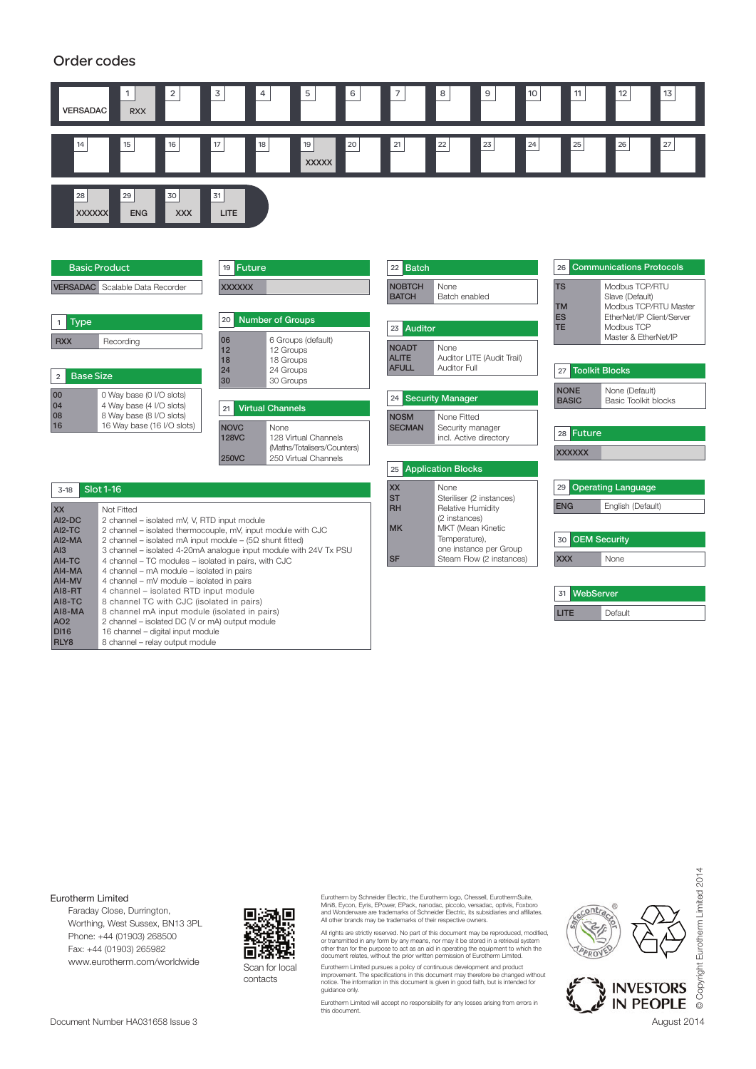# Order codes

| VERSADAC | 1 | 2 | 3 | 4 | 5 | 6 | 7 | 8 | 9 | 10 | 11 | 12 | 13 |
|---|---|---|---|---|---|---|---|---|---|---|---|---|---|
| | RXX | | | | | | | | | | | | |

| 14 | 15 | 16 | 17 | 18 | 19 | 20 | 21 | 22 | 23 | 24 | 25 | 26 | 27 |
|---|---|---|---|---|---|---|---|---|---|---|---|---|---|
| | | | | | XXXXX | | | | | | | | |

| 28 | 29 | 30 | 31 |
|---|---|---|---|
| XXXXXX | ENG | XXX | LITE |

### Basic Product

| | |
|---|---|
| VERSADAC | Scalable Data Recorder |

### 1 Type

| | |
|---|---|
| RXX | Recording |

### 2 Base Size

| | |
|---|---|
| 00 | 0 Way base (0 I/O slots) |
| 04 | 4 Way base (4 I/O slots) |
| 08 | 8 Way base (8 I/O slots) |
| 16 | 16 Way base (16 I/O slots) |

### 3-18 Slot 1-16

| | |
|---|---|
| XX | Not Fitted |
| AI2-DC | 2 channel – isolated mV, V, RTD input module |
| AI2-TC | 2 channel – isolated thermocouple, mV, input module with CJC |
| AI2-MA | 2 channel – isolated mA input module – (5Ω shunt fitted) |
| AI3 | 3 channel – isolated 4-20mA analogue input module with 24V Tx PSU |
| AI4-TC | 4 channel – TC modules – isolated in pairs, with CJC |
| AI4-MA | 4 channel – mA module – isolated in pairs |
| AI4-MV | 4 channel – mV module – isolated in pairs |
| AI8-RT | 4 channel – isolated RTD input module |
| AI8-TC | 8 channel TC with CJC (isolated in pairs) |
| AI8-MA | 8 channel mA input module (isolated in pairs) |
| AO2 | 2 channel – isolated DC (V or mA) output module |
| DI16 | 16 channel – digital input module |
| RLY8 | 8 channel – relay output module |

### 19 Future

| | |
|---|---|
| XXXXXX | |

### 20 Number of Groups

| | |
|---|---|
| 06 | 6 Groups (default) |
| 12 | 12 Groups |
| 18 | 18 Groups |
| 24 | 24 Groups |
| 30 | 30 Groups |

### 21 Virtual Channels

| | |
|---|---|
| NOVC | None |
| 128VC | 128 Virtual Channels (Maths/Totalisers/Counters) |
| 250VC | 250 Virtual Channels |

### 22 Batch

| | |
|---|---|
| NOBTCH | None |
| BATCH | Batch enabled |

### 23 Auditor

| | |
|---|---|
| NOADT | None |
| ALITE | Auditor LITE (Audit Trail) |
| AFULL | Auditor Full |

### 24 Security Manager

| | |
|---|---|
| NOSM | None Fitted |
| SECMAN | Security manager incl. Active directory |

### 25 Application Blocks

| | |
|---|---|
| XX | None |
| ST | Steriliser (2 instances) |
| RH | Relative Humidity (2 instances) |
| MK | MKT (Mean Kinetic Temperature), one instance per Group |
| SF | Steam Flow (2 instances) |

### 26 Communications Protocols

| | |
|---|---|
| TS | Modbus TCP/RTU Slave (Default) |
| TM | Modbus TCP/RTU Master |
| ES | EtherNet/IP Client/Server |
| TE | Modbus TCP Master & EtherNet/IP |

### 27 Toolkit Blocks

| | |
|---|---|
| NONE | None (Default) |
| BASIC | Basic Toolkit blocks |

### 28 Future

| | |
|---|---|
| XXXXXX | |

### 29 Operating Language

| | |
|---|---|
| ENG | English (Default) |

### 30 OEM Security

| | |
|---|---|
| XXX | None |

### 31 WebServer

| | |
|---|---|
| LITE | Default |

**Eurotherm Limited**
Faraday Close, Durrington,
Worthing, West Sussex, BN13 3PL
Phone: +44 (01903) 268500
Fax: +44 (01903) 265982
www.eurotherm.com/worldwide

Scan for local contacts

Eurotherm by Schneider Electric, the Eurotherm logo, Chessell, EurothermSuite, Mini8, Eycon, Eyris, EPower, EPack, nanodac, piccolo, versadac, optivis, Foxboro and Wonderware are trademarks of Schneider Electric, its subsidiaries and affiliates. All other brands may be trademarks of their respective owners.

All rights are strictly reserved. No part of this document may be reproduced, modified, or transmitted in any form by any means, nor may it be stored in a retrieval system other than for the purpose to act as an aid in operating the equipment to which the document relates, without the prior written permission of Eurotherm Limited.

Eurotherm Limited pursues a policy of continuous development and product improvement. The specifications in this document may therefore be changed without notice. The information in this document is given in good faith, but is intended for guidance only.

Eurotherm Limited will accept no responsibility for any losses arising from errors in this document.

INVESTORS IN PEOPLE

© Copyright Eurotherm Limited 2014

Document Number HA031658 Issue 3

August 2014